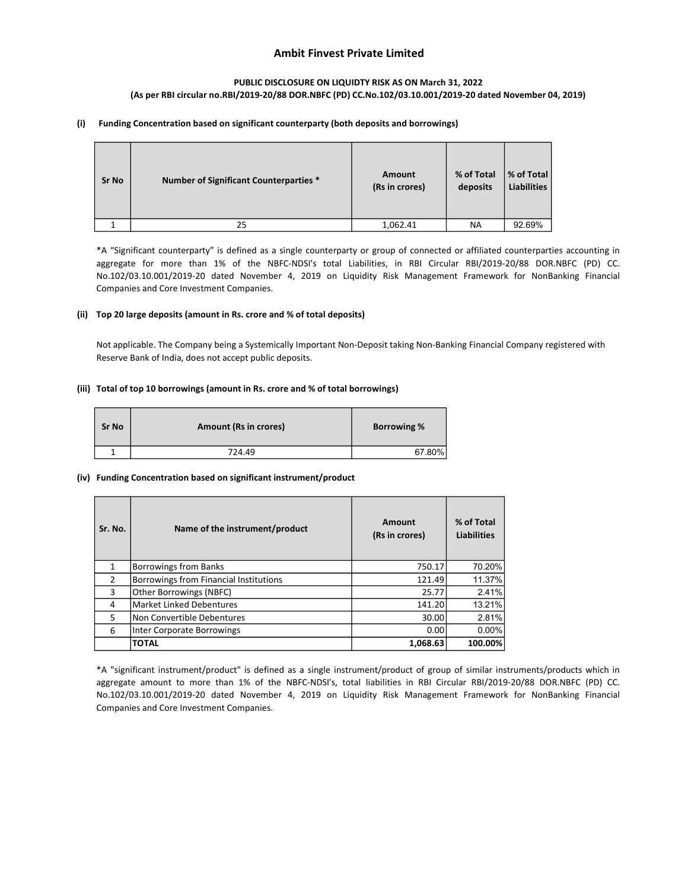# Ambit Finvest Private Limited

**PUBLIC DISCLOSURE ON LIQUIDTY RISK AS ON March 31, 2022**
**(As per RBI circular no.RBI/2019-20/88 DOR.NBFC (PD) CC.No.102/03.10.001/2019-20 dated November 04, 2019)**

### (i) Funding Concentration based on significant counterparty (both deposits and borrowings)

| Sr No | Number of Significant Counterparties * | Amount (Rs in crores) | % of Total deposits | % of Total Liabilities |
|---|---|---|---|---|
| 1 | 25 | 1,062.41 | NA | 92.69% |

*A "Significant counterparty" is defined as a single counterparty or group of connected or affiliated counterparties accounting in aggregate for more than 1% of the NBFC-NDSI's total Liabilities, in RBI Circular RBI/2019-20/88 DOR.NBFC (PD) CC. No.102/03.10.001/2019-20 dated November 4, 2019 on Liquidity Risk Management Framework for NonBanking Financial Companies and Core Investment Companies.

### (ii) Top 20 large deposits (amount in Rs. crore and % of total deposits)

Not applicable. The Company being a Systemically Important Non-Deposit taking Non-Banking Financial Company registered with Reserve Bank of India, does not accept public deposits.

### (iii) Total of top 10 borrowings (amount in Rs. crore and % of total borrowings)

| Sr No | Amount (Rs in crores) | Borrowing % |
|---|---|---|
| 1 | 724.49 | 67.80% |

### (iv) Funding Concentration based on significant instrument/product

| Sr. No. | Name of the instrument/product | Amount (Rs in crores) | % of Total Liabilities |
|---|---|---|---|
| 1 | Borrowings from Banks | 750.17 | 70.20% |
| 2 | Borrowings from Financial Institutions | 121.49 | 11.37% |
| 3 | Other Borrowings (NBFC) | 25.77 | 2.41% |
| 4 | Market Linked Debentures | 141.20 | 13.21% |
| 5 | Non Convertible Debentures | 30.00 | 2.81% |
| 6 | Inter Corporate Borrowings | 0.00 | 0.00% |
| | **TOTAL** | **1,068.63** | **100.00%** |

*A "significant instrument/product" is defined as a single instrument/product of group of similar instruments/products which in aggregate amount to more than 1% of the NBFC-NDSI's, total liabilities in RBI Circular RBI/2019-20/88 DOR.NBFC (PD) CC. No.102/03.10.001/2019-20 dated November 4, 2019 on Liquidity Risk Management Framework for NonBanking Financial Companies and Core Investment Companies.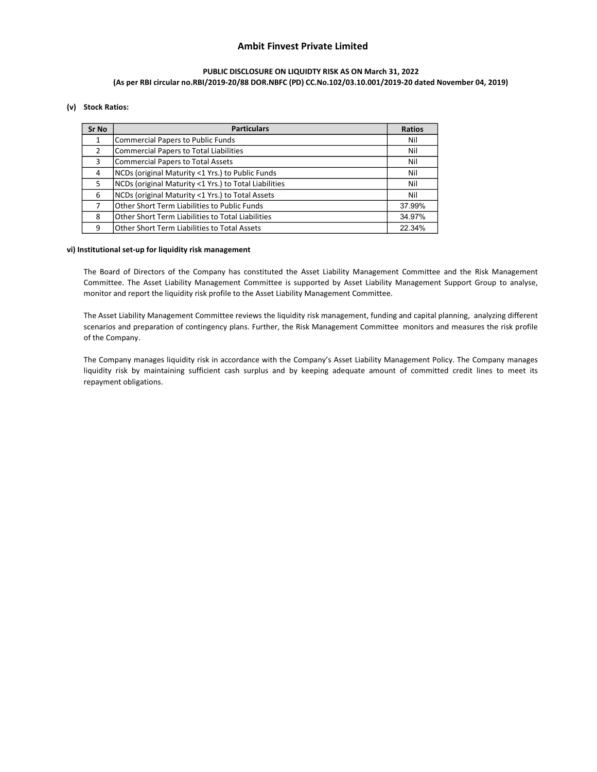# Ambit Finvest Private Limited

**PUBLIC DISCLOSURE ON LIQUIDTY RISK AS ON March 31, 2022**
**(As per RBI circular no.RBI/2019-20/88 DOR.NBFC (PD) CC.No.102/03.10.001/2019-20 dated November 04, 2019)**

**(v) Stock Ratios:**

| Sr No | Particulars | Ratios |
|---|---|---|
| 1 | Commercial Papers to Public Funds | Nil |
| 2 | Commercial Papers to Total Liabilities | Nil |
| 3 | Commercial Papers to Total Assets | Nil |
| 4 | NCDs (original Maturity <1 Yrs.) to Public Funds | Nil |
| 5 | NCDs (original Maturity <1 Yrs.) to Total Liabilities | Nil |
| 6 | NCDs (original Maturity <1 Yrs.) to Total Assets | Nil |
| 7 | Other Short Term Liabilities to Public Funds | 37.99% |
| 8 | Other Short Term Liabilities to Total Liabilities | 34.97% |
| 9 | Other Short Term Liabilities to Total Assets | 22.34% |

**vi) Institutional set-up for liquidity risk management**

The Board of Directors of the Company has constituted the Asset Liability Management Committee and the Risk Management Committee. The Asset Liability Management Committee is supported by Asset Liability Management Support Group to analyse, monitor and report the liquidity risk profile to the Asset Liability Management Committee.

The Asset Liability Management Committee reviews the liquidity risk management, funding and capital planning, analyzing different scenarios and preparation of contingency plans. Further, the Risk Management Committee monitors and measures the risk profile of the Company.

The Company manages liquidity risk in accordance with the Company's Asset Liability Management Policy. The Company manages liquidity risk by maintaining sufficient cash surplus and by keeping adequate amount of committed credit lines to meet its repayment obligations.